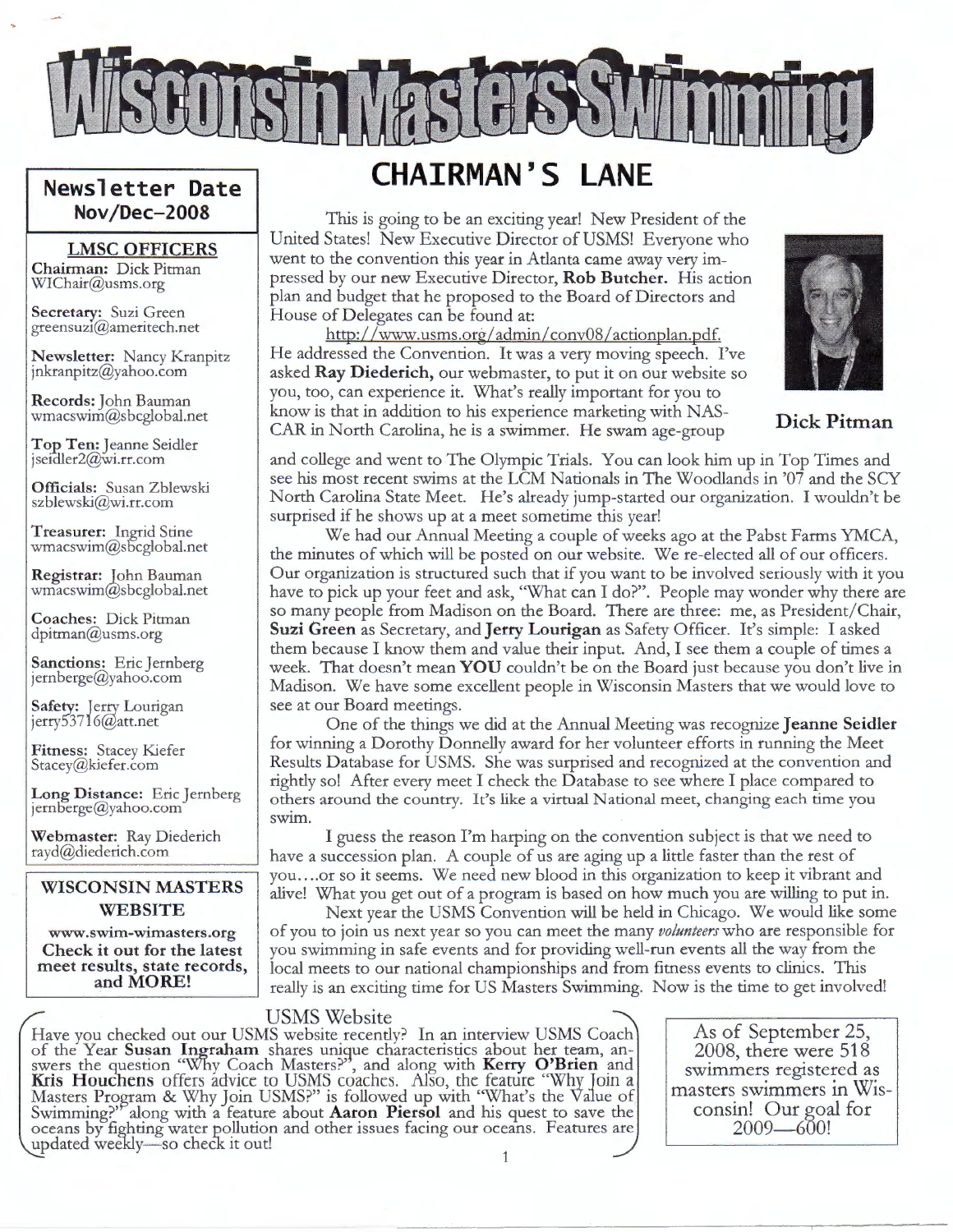# Wisconsin Masters Swimming

**Newsletter Date**
**Nov/Dec-2008**

**LMSC OFFICERS**

**Chairman:** Dick Pitman
WIChair@usms.org

**Secretary:** Suzi Green
greensuzi@ameritech.net

**Newsletter:** Nancy Kranpitz
jnkranpitz@yahoo.com

**Records:** John Bauman
wmacswim@sbcglobal.net

**Top Ten:** Jeanne Seidler
jseidler2@wi.rr.com

**Officials:** Susan Zblewski
szblewski@wi.rr.com

**Treasurer:** Ingrid Stine
wmacswim@sbcglobal.net

**Registrar:** John Bauman
wmacswim@sbcglobal.net

**Coaches:** Dick Pitman
dpitman@usms.org

**Sanctions:** Eric Jernberg
jernberge@yahoo.com

**Safety:** Jerry Lourigan
jerry53716@att.net

**Fitness:** Stacey Kiefer
Stacey@kiefer.com

**Long Distance:** Eric Jernberg
jernberge@yahoo.com

**Webmaster:** Ray Diederich
rayd@diederich.com

**WISCONSIN MASTERS WEBSITE**

**www.swim-wimasters.org**
**Check it out for the latest meet results, state records, and MORE!**

## CHAIRMAN'S LANE

This is going to be an exciting year! New President of the United States! New Executive Director of USMS! Everyone who went to the convention this year in Atlanta came away very impressed by our new Executive Director, **Rob Butcher.** His action plan and budget that he proposed to the Board of Directors and House of Delegates can be found at:

http://www.usms.org/admin/conv08/actionplan.pdf. He addressed the Convention. It was a very moving speech. I've asked **Ray Diederich,** our webmaster, to put it on our website so you, too, can experience it. What's really important for you to know is that in addition to his experience marketing with NASCAR in North Carolina, he is a swimmer. He swam age-group and college and went to The Olympic Trials. You can look him up in Top Times and see his most recent swims at the LCM Nationals in The Woodlands in '07 and the SCY North Carolina State Meet. He's already jump-started our organization. I wouldn't be surprised if he shows up at a meet sometime this year!

**Dick Pitman**

We had our Annual Meeting a couple of weeks ago at the Pabst Farms YMCA, the minutes of which will be posted on our website. We re-elected all of our officers. Our organization is structured such that if you want to be involved seriously with it you have to pick up your feet and ask, "What can I do?". People may wonder why there are so many people from Madison on the Board. There are three: me, as President/Chair, **Suzi Green** as Secretary, and **Jerry Lourigan** as Safety Officer. It's simple: I asked them because I know them and value their input. And, I see them a couple of times a week. That doesn't mean **YOU** couldn't be on the Board just because you don't live in Madison. We have some excellent people in Wisconsin Masters that we would love to see at our Board meetings.

One of the things we did at the Annual Meeting was recognize **Jeanne Seidler** for winning a Dorothy Donnelly award for her volunteer efforts in running the Meet Results Database for USMS. She was surprised and recognized at the convention and rightly so! After every meet I check the Database to see where I place compared to others around the country. It's like a virtual National meet, changing each time you swim.

I guess the reason I'm harping on the convention subject is that we need to have a succession plan. A couple of us are aging up a little faster than the rest of you….or so it seems. We need new blood in this organization to keep it vibrant and alive! What you get out of a program is based on how much you are willing to put in.

Next year the USMS Convention will be held in Chicago. We would like some of you to join us next year so you can meet the many *volunteers* who are responsible for you swimming in safe events and for providing well-run events all the way from the local meets to our national championships and from fitness events to clinics. This really is an exciting time for US Masters Swimming. Now is the time to get involved!

### USMS Website

Have you checked out our USMS website recently? In an interview USMS Coach of the Year **Susan Ingraham** shares unique characteristics about her team, answers the question "Why Coach Masters?", and along with **Kerry O'Brien** and **Kris Houchens** offers advice to USMS coaches. Also, the feature "Why Join a Masters Program & Why Join USMS?" is followed up with "What's the Value of Swimming?" along with a feature about **Aaron Piersol** and his quest to save the oceans by fighting water pollution and other issues facing our oceans. Features are updated weekly—so check it out!

As of September 25, 2008, there were 518 swimmers registered as masters swimmers in Wisconsin! Our goal for 2009—600!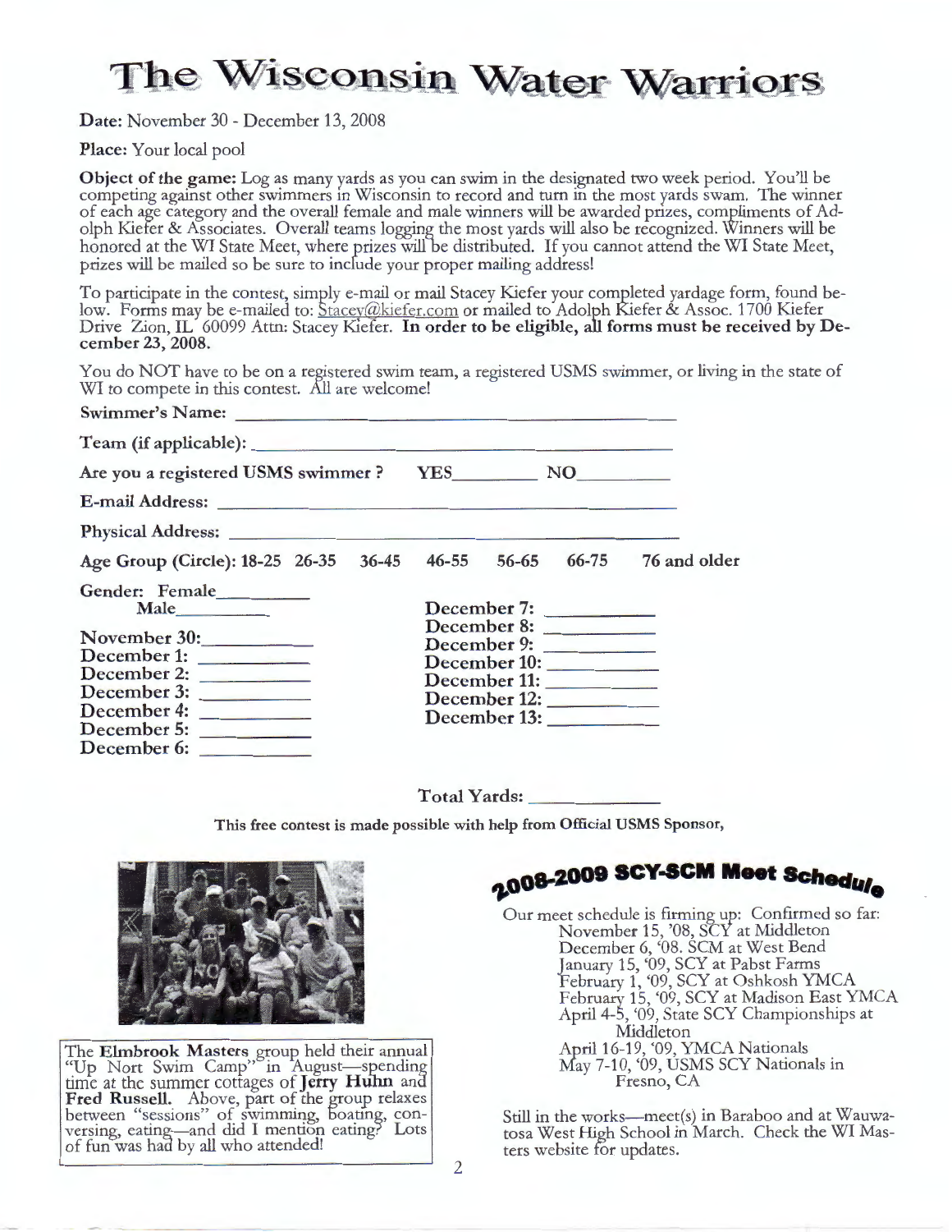# The Wisconsin Water Warriors

**Date:** November 30 - December 13, 2008

**Place:** Your local pool

**Object of the game:** Log as many yards as you can swim in the designated two week period. You'll be competing against other swimmers in Wisconsin to record and turn in the most yards swam. The winner of each age category and the overall female and male winners will be awarded prizes, compliments of Adolph Kiefer & Associates. Overall teams logging the most yards will also be recognized. Winners will be honored at the WI State Meet, where prizes will be distributed. If you cannot attend the WI State Meet, prizes will be mailed so be sure to include your proper mailing address!

To participate in the contest, simply e-mail or mail Stacey Kiefer your completed yardage form, found below. Forms may be e-mailed to: Stacey@kiefer.com or mailed to Adolph Kiefer & Assoc. 1700 Kiefer Drive Zion, IL 60099 Attn: Stacey Kiefer. **In order to be eligible, all forms must be received by December 23, 2008.**

You do NOT have to be on a registered swim team, a registered USMS swimmer, or living in the state of WI to compete in this contest. All are welcome!

**Swimmer's Name:** ______________________

**Team (if applicable):** ______________________

**Are you a registered USMS swimmer?** YES________ NO________

**E-mail Address:** ______________________

**Physical Address:** ______________________

**Age Group (Circle):** 18-25 26-35 36-45 46-55 56-65 66-75 76 and older

**Gender:** Female________
Male________

**November 30:** ________
**December 1:** ________
**December 2:** ________
**December 3:** ________
**December 4:** ________
**December 5:** ________
**December 6:** ________
**December 7:** ________
**December 8:** ________
**December 9:** ________
**December 10:** ________
**December 11:** ________
**December 12:** ________
**December 13:** ________

**Total Yards:** ________

**This free contest is made possible with help from Official USMS Sponsor,**

The **Elmbrook Masters** group held their annual "Up Nort Swim Camp" in August—spending time at the summer cottages of **Jerry Huhn** and **Fred Russell.** Above, part of the group relaxes between "sessions" of swimming, boating, conversing, eating—and did I mention eating? Lots of fun was had by all who attended!

## 2008-2009 SCY-SCM Meet Schedule

Our meet schedule is firming up: Confirmed so far:

- November 15, '08, SCY at Middleton
- December 6, '08. SCM at West Bend
- January 15, '09, SCY at Pabst Farms
- February 1, '09, SCY at Oshkosh YMCA
- February 15, '09, SCY at Madison East YMCA
- April 4-5, '09, State SCY Championships at Middleton
- April 16-19, '09, YMCA Nationals
- May 7-10, '09, USMS SCY Nationals in Fresno, CA

Still in the works—meet(s) in Baraboo and at Wauwatosa West High School in March. Check the WI Masters website for updates.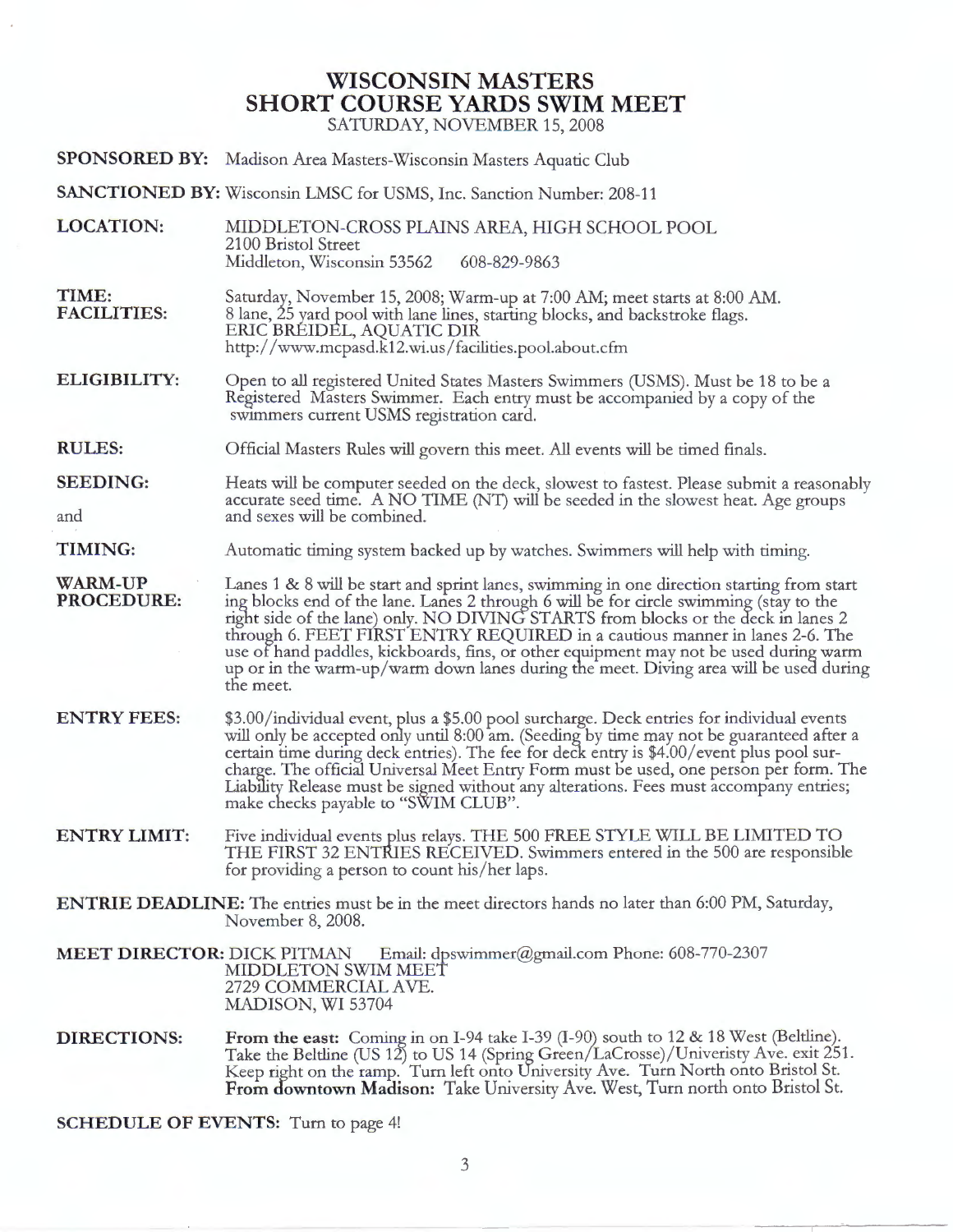# WISCONSIN MASTERS
# SHORT COURSE YARDS SWIM MEET

SATURDAY, NOVEMBER 15, 2008

**SPONSORED BY:** Madison Area Masters-Wisconsin Masters Aquatic Club

**SANCTIONED BY:** Wisconsin LMSC for USMS, Inc. Sanction Number: 208-11

**LOCATION:** MIDDLETON-CROSS PLAINS AREA, HIGH SCHOOL POOL
2100 Bristol Street
Middleton, Wisconsin 53562 608-829-9863

**TIME:** Saturday, November 15, 2008; Warm-up at 7:00 AM; meet starts at 8:00 AM.

**FACILITIES:** 8 lane, 25 yard pool with lane lines, starting blocks, and backstroke flags.
ERIC BREIDEL, AQUATIC DIR
http://www.mcpasd.k12.wi.us/facilities.pool.about.cfm

**ELIGIBILITY:** Open to all registered United States Masters Swimmers (USMS). Must be 18 to be a Registered Masters Swimmer. Each entry must be accompanied by a copy of the swimmers current USMS registration card.

**RULES:** Official Masters Rules will govern this meet. All events will be timed finals.

**SEEDING:** Heats will be computer seeded on the deck, slowest to fastest. Please submit a reasonably accurate seed time. A NO TIME (NT) will be seeded in the slowest heat. Age groups and sexes will be combined.

and

**TIMING:** Automatic timing system backed up by watches. Swimmers will help with timing.

**WARM-UP PROCEDURE:** Lanes 1 & 8 will be start and sprint lanes, swimming in one direction starting from starting blocks end of the lane. Lanes 2 through 6 will be for circle swimming (stay to the right side of the lane) only. NO DIVING STARTS from blocks or the deck in lanes 2 through 6. FEET FIRST ENTRY REQUIRED in a cautious manner in lanes 2-6. The use of hand paddles, kickboards, fins, or other equipment may not be used during warm up or in the warm-up/warm down lanes during the meet. Diving area will be used during the meet.

**ENTRY FEES:** \$3.00/individual event, plus a \$5.00 pool surcharge. Deck entries for individual events will only be accepted only until 8:00 am. (Seeding by time may not be guaranteed after a certain time during deck entries). The fee for deck entry is \$4.00/event plus pool surcharge. The official Universal Meet Entry Form must be used, one person per form. The Liability Release must be signed without any alterations. Fees must accompany entries; make checks payable to "SWIM CLUB".

**ENTRY LIMIT:** Five individual events plus relays. THE 500 FREE STYLE WILL BE LIMITED TO THE FIRST 32 ENTRIES RECEIVED. Swimmers entered in the 500 are responsible for providing a person to count his/her laps.

**ENTRIE DEADLINE:** The entries must be in the meet directors hands no later than 6:00 PM, Saturday, November 8, 2008.

**MEET DIRECTOR:** DICK PITMAN Email: dpswimmer@gmail.com Phone: 608-770-2307
MIDDLETON SWIM MEET
2729 COMMERCIAL AVE.
MADISON, WI 53704

**DIRECTIONS:** **From the east:** Coming in on I-94 take I-39 (I-90) south to 12 & 18 West (Beltline). Take the Beltline (US 12) to US 14 (Spring Green/LaCrosse)/Univeristy Ave. exit 251. Keep right on the ramp. Turn left onto University Ave. Turn North onto Bristol St.
**From downtown Madison:** Take University Ave. West, Turn north onto Bristol St.

**SCHEDULE OF EVENTS:** Turn to page 4!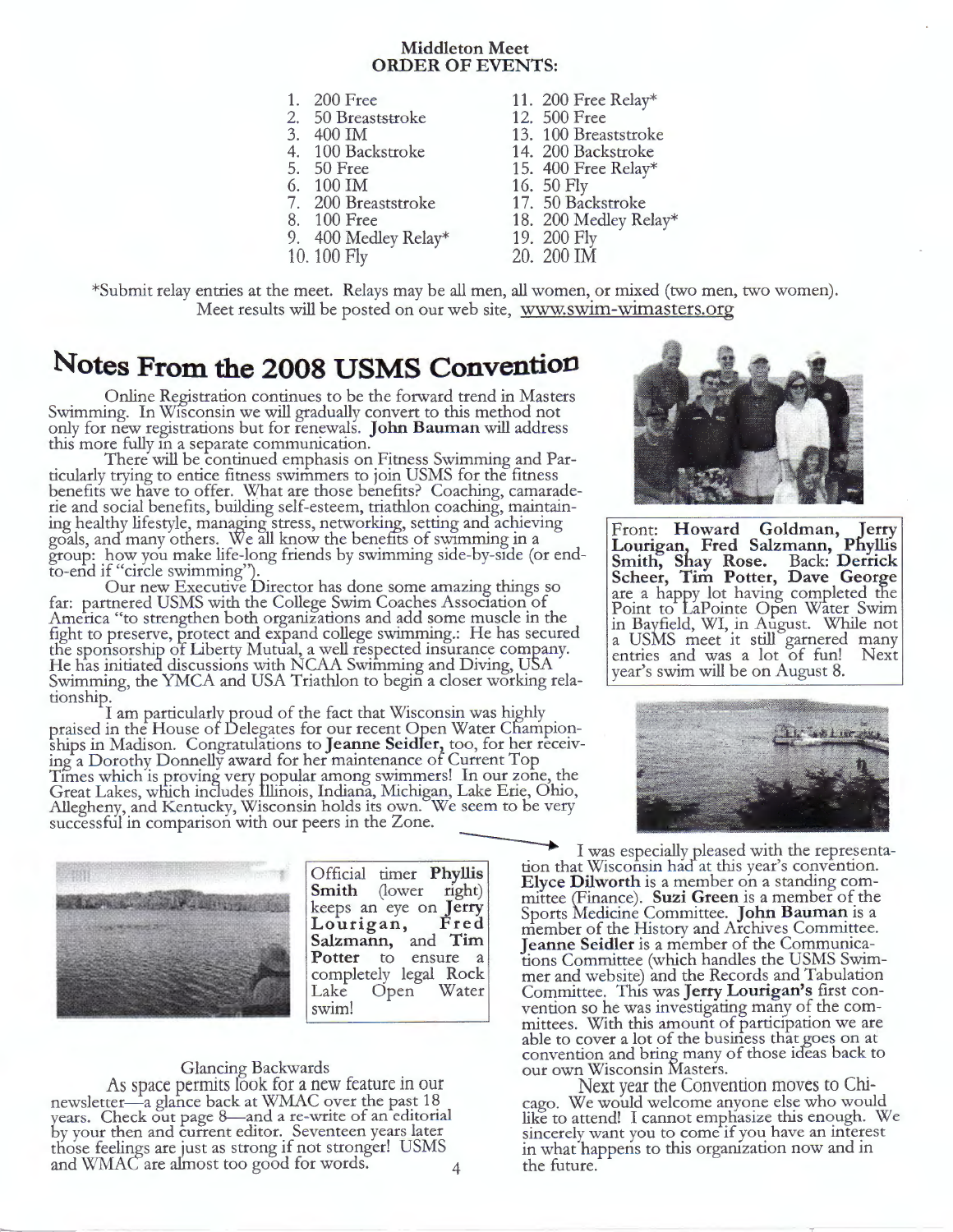## Middleton Meet
## ORDER OF EVENTS:

1. 200 Free
2. 50 Breaststroke
3. 400 IM
4. 100 Backstroke
5. 50 Free
6. 100 IM
7. 200 Breaststroke
8. 100 Free
9. 400 Medley Relay*
10. 100 Fly
11. 200 Free Relay*
12. 500 Free
13. 100 Breaststroke
14. 200 Backstroke
15. 400 Free Relay*
16. 50 Fly
17. 50 Backstroke
18. 200 Medley Relay*
19. 200 Fly
20. 200 IM

*Submit relay entries at the meet. Relays may be all men, all women, or mixed (two men, two women). Meet results will be posted on our web site, www.swim-wimasters.org

# Notes From the 2008 USMS Convention

Online Registration continues to be the forward trend in Masters Swimming. In Wisconsin we will gradually convert to this method not only for new registrations but for renewals. **John Bauman** will address this more fully in a separate communication.

There will be continued emphasis on Fitness Swimming and Particularly trying to entice fitness swimmers to join USMS for the fitness benefits we have to offer. What are those benefits? Coaching, camaraderie and social benefits, building self-esteem, triathlon coaching, maintaining healthy lifestyle, managing stress, networking, setting and achieving goals, and many others. We all know the benefits of swimming in a group: how you make life-long friends by swimming side-by-side (or end-to-end if "circle swimming").

Our new Executive Director has done some amazing things so far: partnered USMS with the College Swim Coaches Association of America "to strengthen both organizations and add some muscle in the fight to preserve, protect and expand college swimming.: He has secured the sponsorship of Liberty Mutual, a well respected insurance company. He has initiated discussions with NCAA Swimming and Diving, USA Swimming, the YMCA and USA Triathlon to begin a closer working relationship.

I am particularly proud of the fact that Wisconsin was highly praised in the House of Delegates for our recent Open Water Championships in Madison. Congratulations to **Jeanne Seidler**, too, for her receiving a Dorothy Donnelly award for her maintenance of Current Top Times which is proving very popular among swimmers! In our zone, the Great Lakes, which includes Illinois, Indiana, Michigan, Lake Erie, Ohio, Allegheny, and Kentucky, Wisconsin holds its own. We seem to be very successful in comparison with our peers in the Zone.

I was especially pleased with the representation that Wisconsin had at this year's convention. **Elyce Dilworth** is a member on a standing committee (Finance). **Suzi Green** is a member of the Sports Medicine Committee. **John Bauman** is a member of the History and Archives Committee. **Jeanne Seidler** is a member of the Communications Committee (which handles the USMS Swimmer and website) and the Records and Tabulation Committee. This was **Jerry Lourigan's** first convention so he was investigating many of the committees. With this amount of participation we are able to cover a lot of the business that goes on at convention and bring many of those ideas back to our own Wisconsin Masters.

Next year the Convention moves to Chicago. We would welcome anyone else who would like to attend! I cannot emphasize this enough. We sincerely want you to come if you have an interest in what happens to this organization now and in the future.

Front: **Howard Goldman, Jerry Lourigan, Fred Salzmann, Phyllis Smith, Shay Rose.** Back: **Derrick Scheer, Tim Potter, Dave George** are a happy lot having completed the Point to LaPointe Open Water Swim in Bayfield, WI, in August. While not a USMS meet it still garnered many entries and was a lot of fun! Next year's swim will be on August 8.

Official timer **Phyllis Smith** (lower right) keeps an eye on **Jerry Lourigan, Fred Salzmann,** and **Tim Potter** to ensure a completely legal Rock Lake Open Water swim!

### Glancing Backwards

As space permits look for a new feature in our newsletter—a glance back at WMAC over the past 18 years. Check out page 8—and a re-write of an editorial by your then and current editor. Seventeen years later those feelings are just as strong if not stronger! USMS and WMAC are almost too good for words.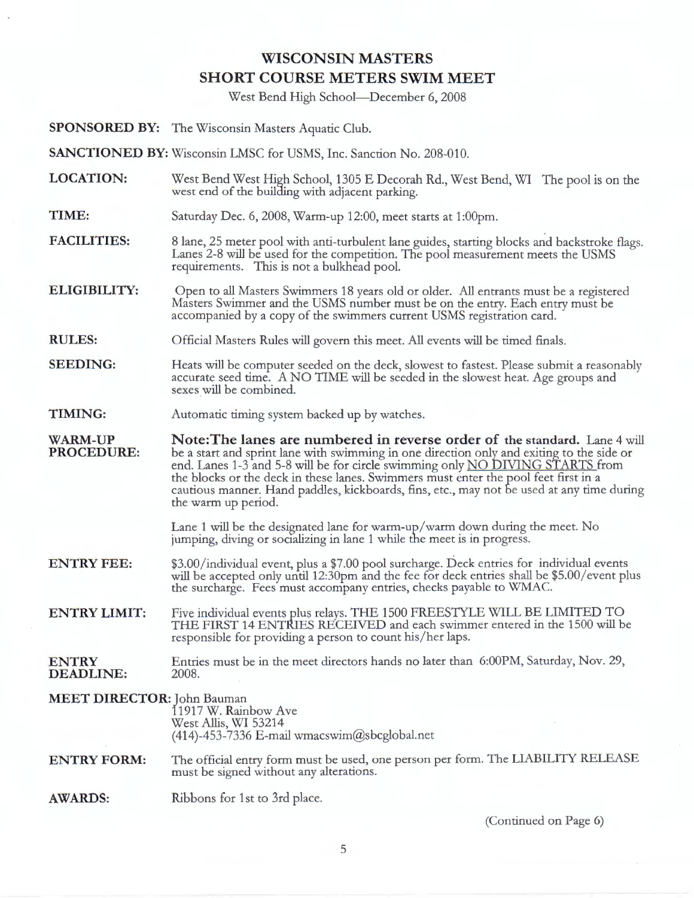# WISCONSIN MASTERS
## SHORT COURSE METERS SWIM MEET

West Bend High School—December 6, 2008

**SPONSORED BY:** The Wisconsin Masters Aquatic Club.

**SANCTIONED BY:** Wisconsin LMSC for USMS, Inc. Sanction No. 208-010.

**LOCATION:** West Bend West High School, 1305 E Decorah Rd., West Bend, WI The pool is on the west end of the building with adjacent parking.

**TIME:** Saturday Dec. 6, 2008, Warm-up 12:00, meet starts at 1:00pm.

**FACILITIES:** 8 lane, 25 meter pool with anti-turbulent lane guides, starting blocks and backstroke flags. Lanes 2-8 will be used for the competition. The pool measurement meets the USMS requirements. This is not a bulkhead pool.

**ELIGIBILITY:** Open to all Masters Swimmers 18 years old or older. All entrants must be a registered Masters Swimmer and the USMS number must be on the entry. Each entry must be accompanied by a copy of the swimmers current USMS registration card.

**RULES:** Official Masters Rules will govern this meet. All events will be timed finals.

**SEEDING:** Heats will be computer seeded on the deck, slowest to fastest. Please submit a reasonably accurate seed time. A NO TIME will be seeded in the slowest heat. Age groups and sexes will be combined.

**TIMING:** Automatic timing system backed up by watches.

**WARM-UP PROCEDURE:** **Note:The lanes are numbered in reverse order of the standard.** Lane 4 will be a start and sprint lane with swimming in one direction only and exiting to the side or end. Lanes 1-3 and 5-8 will be for circle swimming only NO DIVING STARTS from the blocks or the deck in these lanes. Swimmers must enter the pool feet first in a cautious manner. Hand paddles, kickboards, fins, etc., may not be used at any time during the warm up period.

Lane 1 will be the designated lane for warm-up/warm down during the meet. No jumping, diving or socializing in lane 1 while the meet is in progress.

**ENTRY FEE:** $3.00/individual event, plus a $7.00 pool surcharge. Deck entries for individual events will be accepted only until 12:30pm and the fee for deck entries shall be $5.00/event plus the surcharge. Fees must accompany entries, checks payable to WMAC.

**ENTRY LIMIT:** Five individual events plus relays. THE 1500 FREESTYLE WILL BE LIMITED TO THE FIRST 14 ENTRIES RECEIVED and each swimmer entered in the 1500 will be responsible for providing a person to count his/her laps.

**ENTRY DEADLINE:** Entries must be in the meet directors hands no later than 6:00PM, Saturday, Nov. 29, 2008.

**MEET DIRECTOR:** John Bauman
11917 W. Rainbow Ave
West Allis, WI 53214
(414)-453-7336 E-mail wmacswim@sbcglobal.net

**ENTRY FORM:** The official entry form must be used, one person per form. The LIABILITY RELEASE must be signed without any alterations.

**AWARDS:** Ribbons for 1st to 3rd place.

(Continued on Page 6)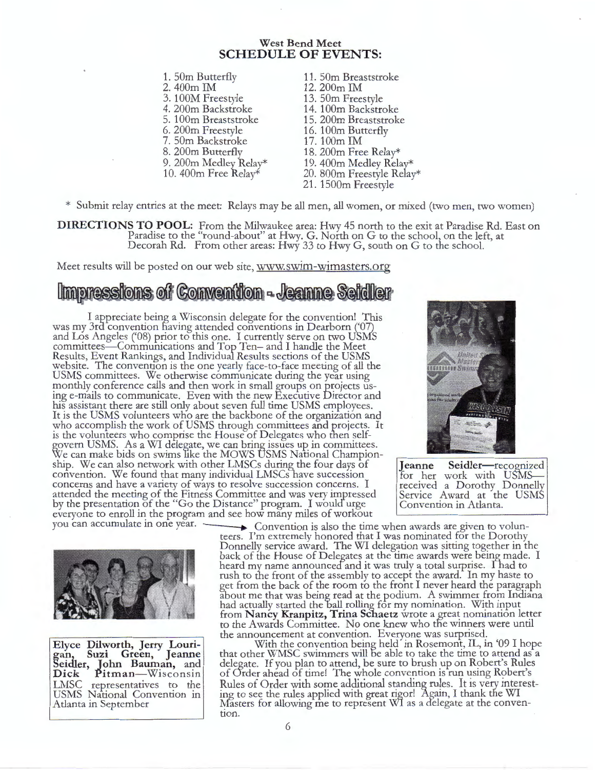### West Bend Meet
## SCHEDULE OF EVENTS:

1. 50m Butterfly
2. 400m IM
3. 100M Freestyle
4. 200m Backstroke
5. 100m Breaststroke
6. 200m Freestyle
7. 50m Backstroke
8. 200m Butterfly
9. 200m Medley Relay*
10. 400m Free Relay*
11. 50m Breaststroke
12. 200m IM
13. 50m Freestyle
14. 100m Backstroke
15. 200m Breaststroke
16. 100m Butterfly
17. 100m IM
18. 200m Free Relay*
19. 400m Medley Relay*
20. 800m Freestyle Relay*
21. 1500m Freestyle

\* Submit relay entries at the meet: Relays may be all men, all women, or mixed (two men, two women)

**DIRECTIONS TO POOL:** From the Milwaukee area: Hwy 45 north to the exit at Paradise Rd. East on Paradise to the "round-about" at Hwy. G. North on G to the school, on the left, at Decorah Rd. From other areas: Hwy 33 to Hwy G, south on G to the school.

Meet results will be posted on our web site, www.swim-wimasters.org

# Impressions of Convention - Jeanne Seidler

I appreciate being a Wisconsin delegate for the convention! This was my 3rd convention having attended conventions in Dearborn ('07) and Los Angeles ('08) prior to this one. I currently serve on two USMS committees—Communications and Top Ten– and I handle the Meet Results, Event Rankings, and Individual Results sections of the USMS website. The convention is the one yearly face-to-face meeting of all the USMS committees. We otherwise communicate during the year using monthly conference calls and then work in small groups on projects using e-mails to communicate. Even with the new Executive Director and his assistant there are still only about seven full time USMS employees. It is the USMS volunteers who are the backbone of the organization and who accomplish the work of USMS through committees and projects. It is the volunteers who comprise the House of Delegates who then self-govern USMS. As a WI delegate, we can bring issues up in committees. We can make bids on swims like the MOWS USMS National Championship. We can also network with other LMSCs during the four days of convention. We found that many individual LMSCs have succession concerns and have a variety of ways to resolve succession concerns. I attended the meeting of the Fitness Committee and was very impressed by the presentation of the "Go the Distance" program. I would urge everyone to enroll in the program and see how many miles of workout you can accumulate in one year.

**Jeanne Seidler**—recognized for her work with USMS—received a Dorothy Donnelly Service Award at the USMS Convention in Atlanta.

Convention is also the time when awards are given to volunteers. I'm extremely honored that I was nominated for the Dorothy Donnelly service award. The WI delegation was sitting together in the back of the House of Delegates at the time awards were being made. I heard my name announced and it was truly a total surprise. I had to rush to the front of the assembly to accept the award. In my haste to get from the back of the room to the front I never heard the paragraph about me that was being read at the podium. A swimmer from Indiana had actually started the ball rolling for my nomination. With input from **Nancy Kranpitz, Trina Schaetz** wrote a great nomination letter to the Awards Committee. No one knew who the winners were until the announcement at convention. Everyone was surprised.

With the convention being held in Rosemont, IL, in '09 I hope that other WMSC swimmers will be able to take the time to attend as a delegate. If you plan to attend, be sure to brush up on Robert's Rules of Order ahead of time! The whole convention is run using Robert's Rules of Order with some additional standing rules. It is very interesting to see the rules applied with great rigor! Again, I thank the WI Masters for allowing me to represent WI as a delegate at the convention.

**Elyce Dilworth, Jerry Lourigan, Suzi Green, Jeanne Seidler, John Bauman, and Dick Pitman**—Wisconsin LMSC representatives to the USMS National Convention in Atlanta in September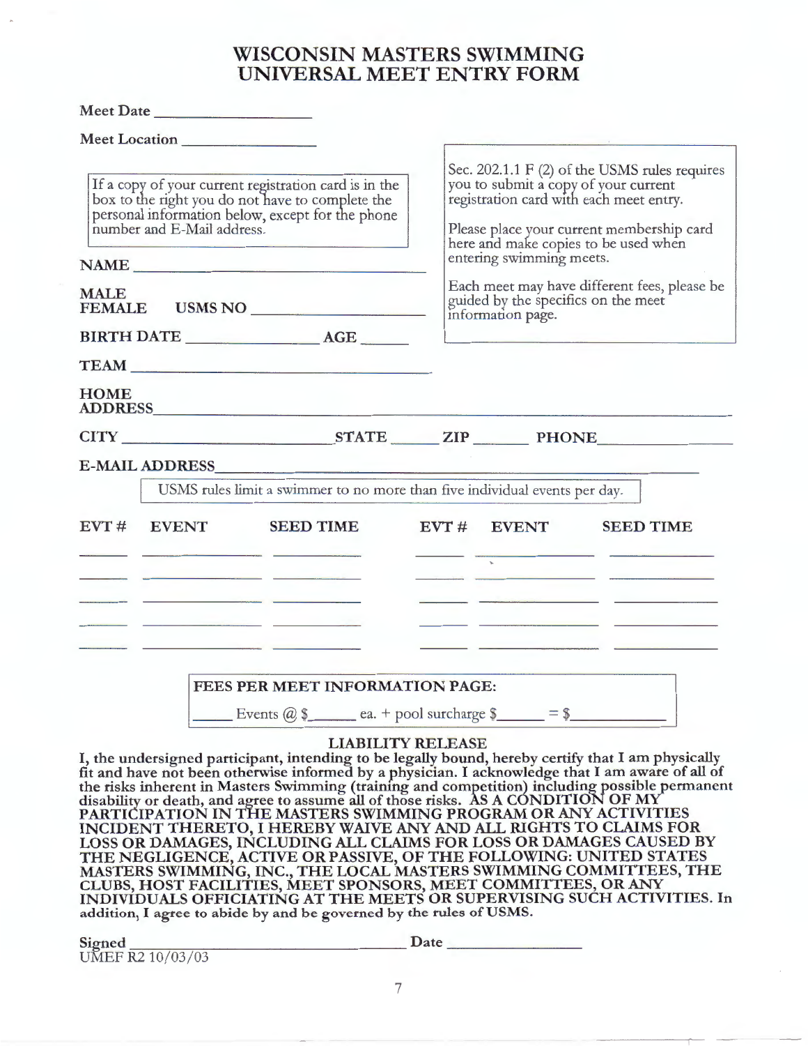# WISCONSIN MASTERS SWIMMING
# UNIVERSAL MEET ENTRY FORM

**Meet Date** ____________________

**Meet Location** ________________

> If a copy of your current registration card is in the box to the right you do not have to complete the personal information below, except for the phone number and E-Mail address.

> Sec. 202.1.1 F (2) of the USMS rules requires you to submit a copy of your current registration card with each meet entry.
>
> Please place your current membership card here and make copies to be used when entering swimming meets.
>
> Each meet may have different fees, please be guided by the specifics on the meet information page.

**NAME** ______________________________

**MALE**
**FEMALE** **USMS NO** ____________________

**BIRTH DATE** ________________ **AGE** ______

**TEAM** ______________________________

**HOME ADDRESS** ______________________________________________

**CITY** ________________________ **STATE** ______ **ZIP** ______ **PHONE** ______________

**E-MAIL ADDRESS** ______________________________________________

> USMS rules limit a swimmer to no more than five individual events per day.

| EVT # | EVENT | SEED TIME | EVT # | EVENT | SEED TIME |
|---|---|---|---|---|---|
| | | | | | |
| | | | | | |
| | | | | | |
| | | | | | |
| | | | | | |

**FEES PER MEET INFORMATION PAGE:**

_____ Events @ $_____ ea. + pool surcharge $_____ = $__________

## LIABILITY RELEASE

**I, the undersigned participant, intending to be legally bound, hereby certify that I am physically fit and have not been otherwise informed by a physician. I acknowledge that I am aware of all of the risks inherent in Masters Swimming (training and competition) including possible permanent disability or death, and agree to assume all of those risks. AS A CONDITION OF MY PARTICIPATION IN THE MASTERS SWIMMING PROGRAM OR ANY ACTIVITIES INCIDENT THERETO, I HEREBY WAIVE ANY AND ALL RIGHTS TO CLAIMS FOR LOSS OR DAMAGES, INCLUDING ALL CLAIMS FOR LOSS OR DAMAGES CAUSED BY THE NEGLIGENCE, ACTIVE OR PASSIVE, OF THE FOLLOWING: UNITED STATES MASTERS SWIMMING, INC., THE LOCAL MASTERS SWIMMING COMMITTEES, THE CLUBS, HOST FACILITIES, MEET SPONSORS, MEET COMMITTEES, OR ANY INDIVIDUALS OFFICIATING AT THE MEETS OR SUPERVISING SUCH ACTIVITIES. In addition, I agree to abide by and be governed by the rules of USMS.**

**Signed** ______________________________ **Date** ________________

UMEF R2 10/03/03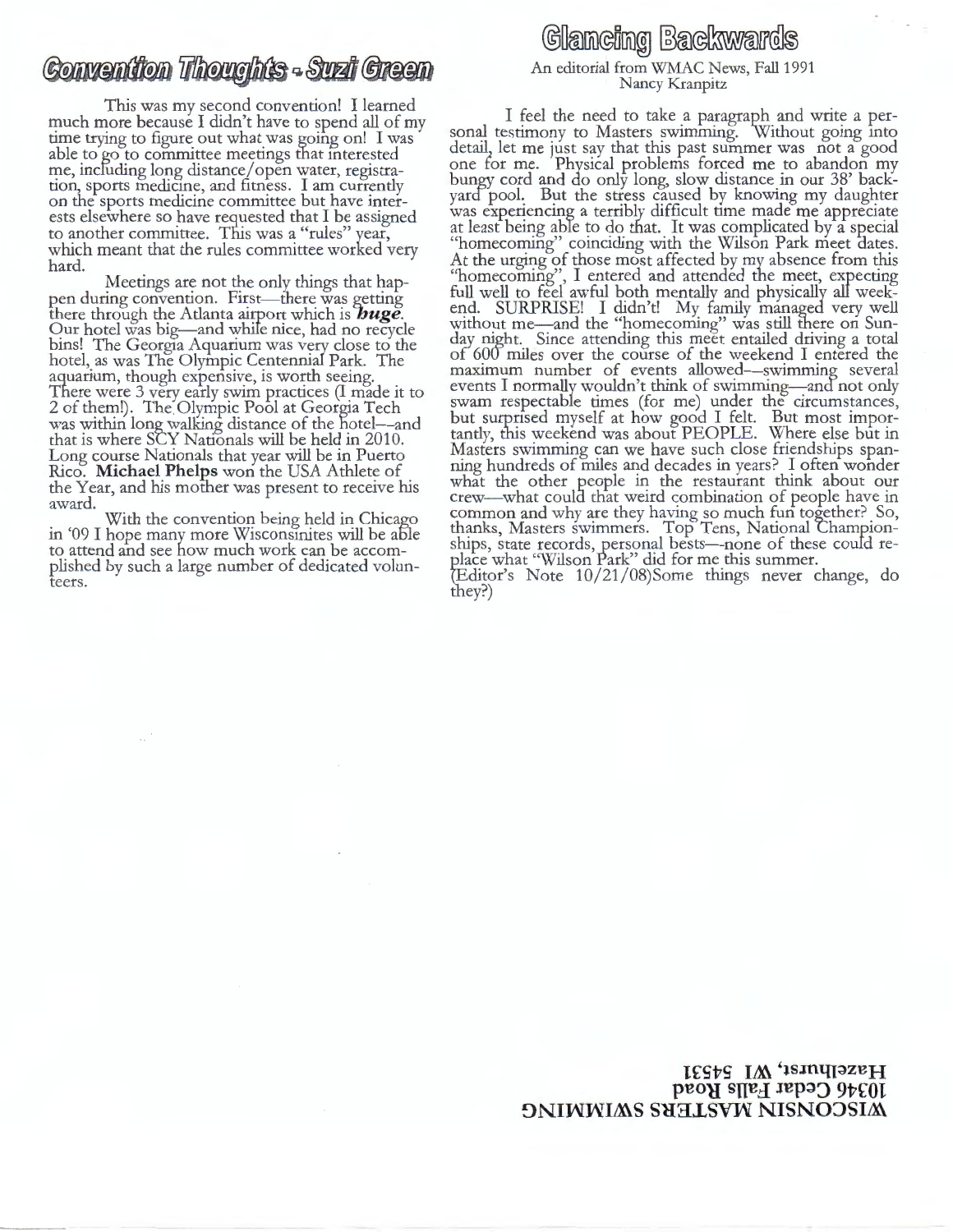## Convention Thoughts - Suzi Green

This was my second convention! I learned much more because I didn't have to spend all of my time trying to figure out what was going on! I was able to go to committee meetings that interested me, including long distance/open water, registration, sports medicine, and fitness. I am currently on the sports medicine committee but have interests elsewhere so have requested that I be assigned to another committee. This was a "rules" year, which meant that the rules committee worked very hard.

Meetings are not the only things that happen during convention. First—there was getting there through the Atlanta airport which is ***huge***. Our hotel was big—and while nice, had no recycle bins! The Georgia Aquarium was very close to the hotel, as was The Olympic Centennial Park. The aquarium, though expensive, is worth seeing. There were 3 very early swim practices (I made it to 2 of them!). The Olympic Pool at Georgia Tech was within long walking distance of the hotel—and that is where SCY Nationals will be held in 2010. Long course Nationals that year will be in Puerto Rico. **Michael Phelps** won the USA Athlete of the Year, and his mother was present to receive his award.

With the convention being held in Chicago in '09 I hope many more Wisconsinites will be able to attend and see how much work can be accomplished by such a large number of dedicated volunteers.

## Glancing Backwards

An editorial from WMAC News, Fall 1991
Nancy Kranpitz

I feel the need to take a paragraph and write a personal testimony to Masters swimming. Without going into detail, let me just say that this past summer was not a good one for me. Physical problems forced me to abandon my bungy cord and do only long, slow distance in our 38' backyard pool. But the stress caused by knowing my daughter was experiencing a terribly difficult time made me appreciate at least being able to do that. It was complicated by a special "homecoming" coinciding with the Wilson Park meet dates. At the urging of those most affected by my absence from this "homecoming", I entered and attended the meet, expecting full well to feel awful both mentally and physically all weekend. SURPRISE! I didn't! My family managed very well without me—and the "homecoming" was still there on Sunday night. Since attending this meet entailed driving a total of 600 miles over the course of the weekend I entered the maximum number of events allowed—swimming several events I normally wouldn't think of swimming—and not only swam respectable times (for me) under the circumstances, but surprised myself at how good I felt. But most importantly, this weekend was about PEOPLE. Where else but in Masters swimming can we have such close friendships spanning hundreds of miles and decades in years? I often wonder what the other people in the restaurant think about our crew—what could that weird combination of people have in common and why are they having so much fun together? So, thanks, Masters swimmers. Top Tens, National Championships, state records, personal bests—none of these could replace what "Wilson Park" did for me this summer.
(Editor's Note 10/21/08)Some things never change, do they?)

WISCONSIN MASTERS SWIMMING
10346 Cedar Falls Road
Hazelhurst, WI 54531